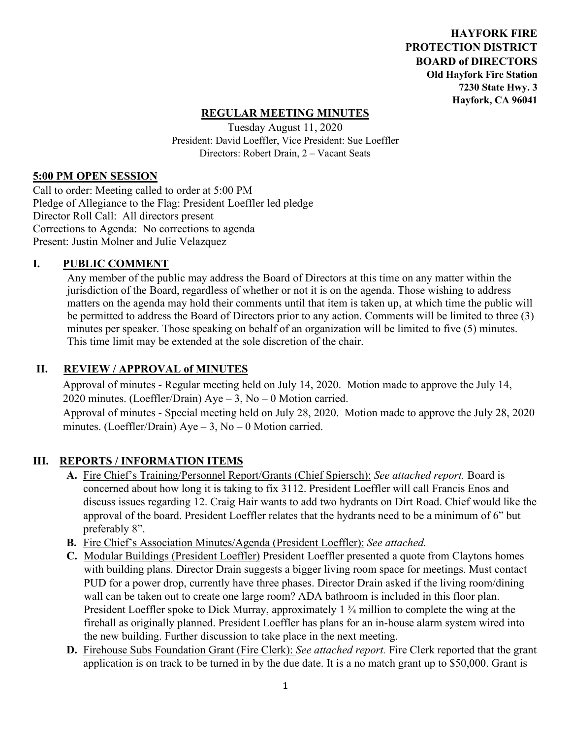**HAYFORK FIRE**
**PROTECTION DISTRICT**
**BOARD of DIRECTORS**
**Old Hayfork Fire Station**
**7230 State Hwy. 3**
**Hayfork, CA 96041**

## REGULAR MEETING MINUTES

Tuesday August 11, 2020
President: David Loeffler, Vice President: Sue Loeffler
Directors: Robert Drain, 2 – Vacant Seats

### 5:00 PM OPEN SESSION

Call to order: Meeting called to order at 5:00 PM
Pledge of Allegiance to the Flag: President Loeffler led pledge
Director Roll Call: All directors present
Corrections to Agenda: No corrections to agenda
Present: Justin Molner and Julie Velazquez

### I. PUBLIC COMMENT

Any member of the public may address the Board of Directors at this time on any matter within the jurisdiction of the Board, regardless of whether or not it is on the agenda. Those wishing to address matters on the agenda may hold their comments until that item is taken up, at which time the public will be permitted to address the Board of Directors prior to any action. Comments will be limited to three (3) minutes per speaker. Those speaking on behalf of an organization will be limited to five (5) minutes. This time limit may be extended at the sole discretion of the chair.

### II. REVIEW / APPROVAL of MINUTES

Approval of minutes - Regular meeting held on July 14, 2020. Motion made to approve the July 14, 2020 minutes. (Loeffler/Drain) Aye – 3, No – 0 Motion carried.
Approval of minutes - Special meeting held on July 28, 2020. Motion made to approve the July 28, 2020 minutes. (Loeffler/Drain) Aye – 3, No – 0 Motion carried.

### III. REPORTS / INFORMATION ITEMS

**A.** Fire Chief's Training/Personnel Report/Grants (Chief Spiersch): *See attached report.* Board is concerned about how long it is taking to fix 3112. President Loeffler will call Francis Enos and discuss issues regarding 12. Craig Hair wants to add two hydrants on Dirt Road. Chief would like the approval of the board. President Loeffler relates that the hydrants need to be a minimum of 6" but preferably 8".

**B.** Fire Chief's Association Minutes/Agenda (President Loeffler): *See attached.*

**C.** Modular Buildings (President Loeffler) President Loeffler presented a quote from Claytons homes with building plans. Director Drain suggests a bigger living room space for meetings. Must contact PUD for a power drop, currently have three phases. Director Drain asked if the living room/dining wall can be taken out to create one large room? ADA bathroom is included in this floor plan. President Loeffler spoke to Dick Murray, approximately 1 ¾ million to complete the wing at the firehall as originally planned. President Loeffler has plans for an in-house alarm system wired into the new building. Further discussion to take place in the next meeting.

**D.** Firehouse Subs Foundation Grant (Fire Clerk): *See attached report.* Fire Clerk reported that the grant application is on track to be turned in by the due date. It is a no match grant up to $50,000. Grant is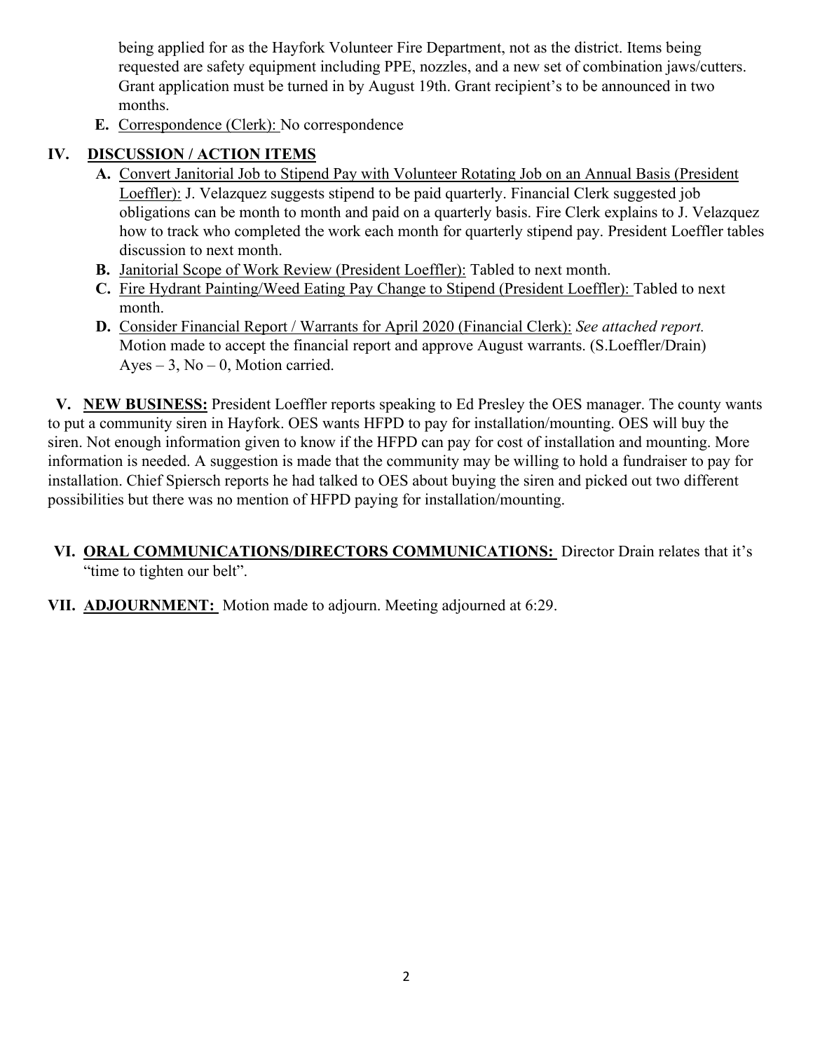being applied for as the Hayfork Volunteer Fire Department, not as the district. Items being requested are safety equipment including PPE, nozzles, and a new set of combination jaws/cutters. Grant application must be turned in by August 19th. Grant recipient's to be announced in two months.

**E.** Correspondence (Clerk): No correspondence

## IV. DISCUSSION / ACTION ITEMS

**A.** Convert Janitorial Job to Stipend Pay with Volunteer Rotating Job on an Annual Basis (President Loeffler): J. Velazquez suggests stipend to be paid quarterly. Financial Clerk suggested job obligations can be month to month and paid on a quarterly basis. Fire Clerk explains to J. Velazquez how to track who completed the work each month for quarterly stipend pay. President Loeffler tables discussion to next month.

**B.** Janitorial Scope of Work Review (President Loeffler): Tabled to next month.

**C.** Fire Hydrant Painting/Weed Eating Pay Change to Stipend (President Loeffler): Tabled to next month.

**D.** Consider Financial Report / Warrants for April 2020 (Financial Clerk): *See attached report.* Motion made to accept the financial report and approve August warrants. (S.Loeffler/Drain) Ayes – 3, No – 0, Motion carried.

**V. NEW BUSINESS:** President Loeffler reports speaking to Ed Presley the OES manager. The county wants to put a community siren in Hayfork. OES wants HFPD to pay for installation/mounting. OES will buy the siren. Not enough information given to know if the HFPD can pay for cost of installation and mounting. More information is needed. A suggestion is made that the community may be willing to hold a fundraiser to pay for installation. Chief Spiersch reports he had talked to OES about buying the siren and picked out two different possibilities but there was no mention of HFPD paying for installation/mounting.

**VI. ORAL COMMUNICATIONS/DIRECTORS COMMUNICATIONS:** Director Drain relates that it's "time to tighten our belt".

**VII. ADJOURNMENT:** Motion made to adjourn. Meeting adjourned at 6:29.